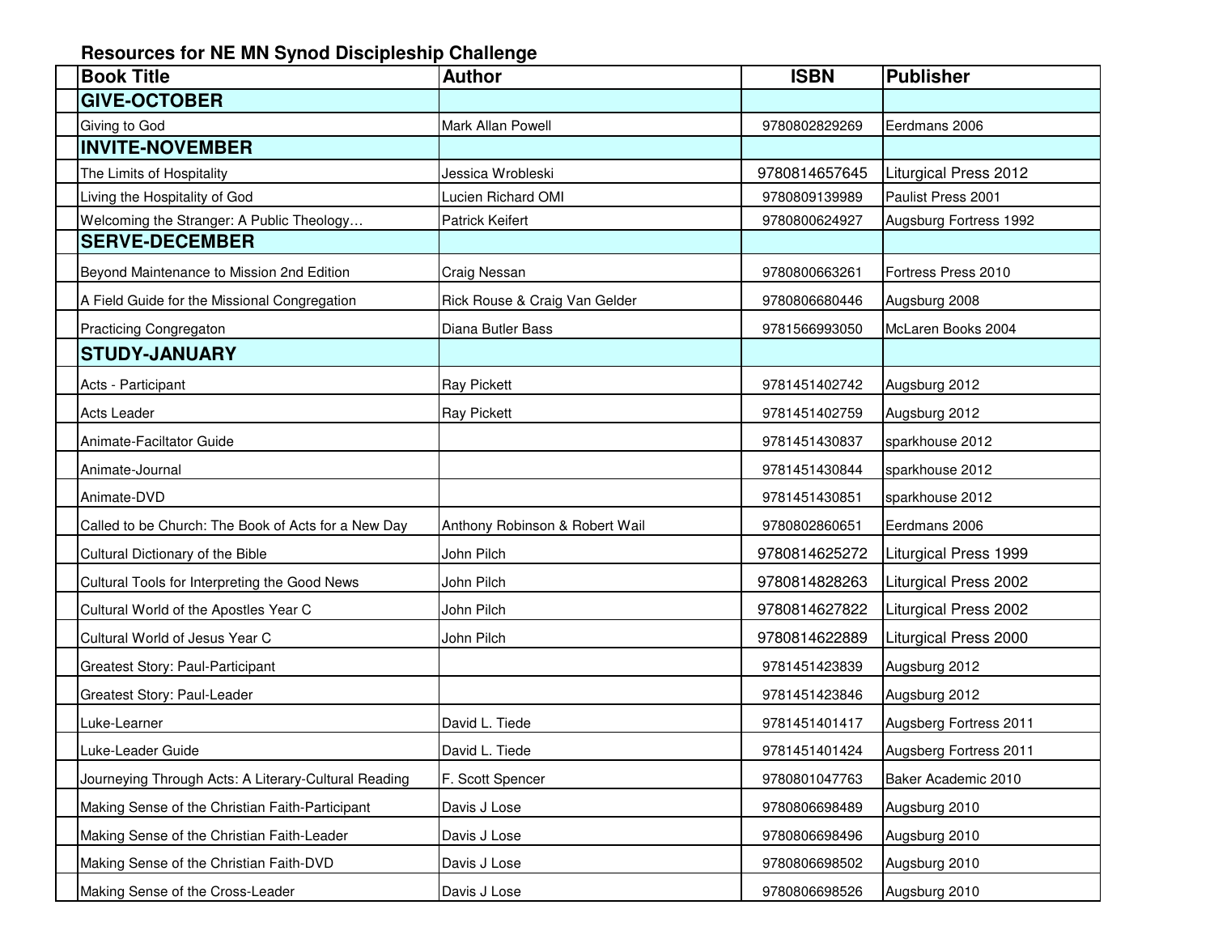## Resources for NE MN Synod Discipleship Challenge

| Book Title | Author | ISBN | Publisher |
|---|---|---|---|
| **GIVE-OCTOBER** | | | |
| Giving to God | Mark Allan Powell | 9780802829269 | Eerdmans 2006 |
| **INVITE-NOVEMBER** | | | |
| The Limits of Hospitality | Jessica Wrobleski | 9780814657645 | Liturgical Press 2012 |
| Living the Hospitality of God | Lucien Richard OMI | 9780809139989 | Paulist Press 2001 |
| Welcoming the Stranger: A Public Theology… | Patrick Keifert | 9780800624927 | Augsburg Fortress 1992 |
| **SERVE-DECEMBER** | | | |
| Beyond Maintenance to Mission 2nd Edition | Craig Nessan | 9780800663261 | Fortress Press 2010 |
| A Field Guide for the Missional Congregation | Rick Rouse & Craig Van Gelder | 9780806680446 | Augsburg 2008 |
| Practicing Congregaton | Diana Butler Bass | 9781566993050 | McLaren Books 2004 |
| **STUDY-JANUARY** | | | |
| Acts - Participant | Ray Pickett | 9781451402742 | Augsburg 2012 |
| Acts Leader | Ray Pickett | 9781451402759 | Augsburg 2012 |
| Animate-Faciltator Guide | | 9781451430837 | sparkhouse 2012 |
| Animate-Journal | | 9781451430844 | sparkhouse 2012 |
| Animate-DVD | | 9781451430851 | sparkhouse 2012 |
| Called to be Church: The Book of Acts for a New Day | Anthony Robinson & Robert Wail | 9780802860651 | Eerdmans 2006 |
| Cultural Dictionary of the Bible | John Pilch | 9780814625272 | Liturgical Press 1999 |
| Cultural Tools for Interpreting the Good News | John Pilch | 9780814828263 | Liturgical Press 2002 |
| Cultural World of the Apostles Year C | John Pilch | 9780814627822 | Liturgical Press 2002 |
| Cultural World of Jesus Year C | John Pilch | 9780814622889 | Liturgical Press 2000 |
| Greatest Story: Paul-Participant | | 9781451423839 | Augsburg 2012 |
| Greatest Story: Paul-Leader | | 9781451423846 | Augsburg 2012 |
| Luke-Learner | David L. Tiede | 9781451401417 | Augsberg Fortress 2011 |
| Luke-Leader Guide | David L. Tiede | 9781451401424 | Augsberg Fortress 2011 |
| Journeying Through Acts: A Literary-Cultural Reading | F. Scott Spencer | 9780801047763 | Baker Academic 2010 |
| Making Sense of the Christian Faith-Participant | Davis J Lose | 9780806698489 | Augsburg 2010 |
| Making Sense of the Christian Faith-Leader | Davis J Lose | 9780806698496 | Augsburg 2010 |
| Making Sense of the Christian Faith-DVD | Davis J Lose | 9780806698502 | Augsburg 2010 |
| Making Sense of the Cross-Leader | Davis J Lose | 9780806698526 | Augsburg 2010 |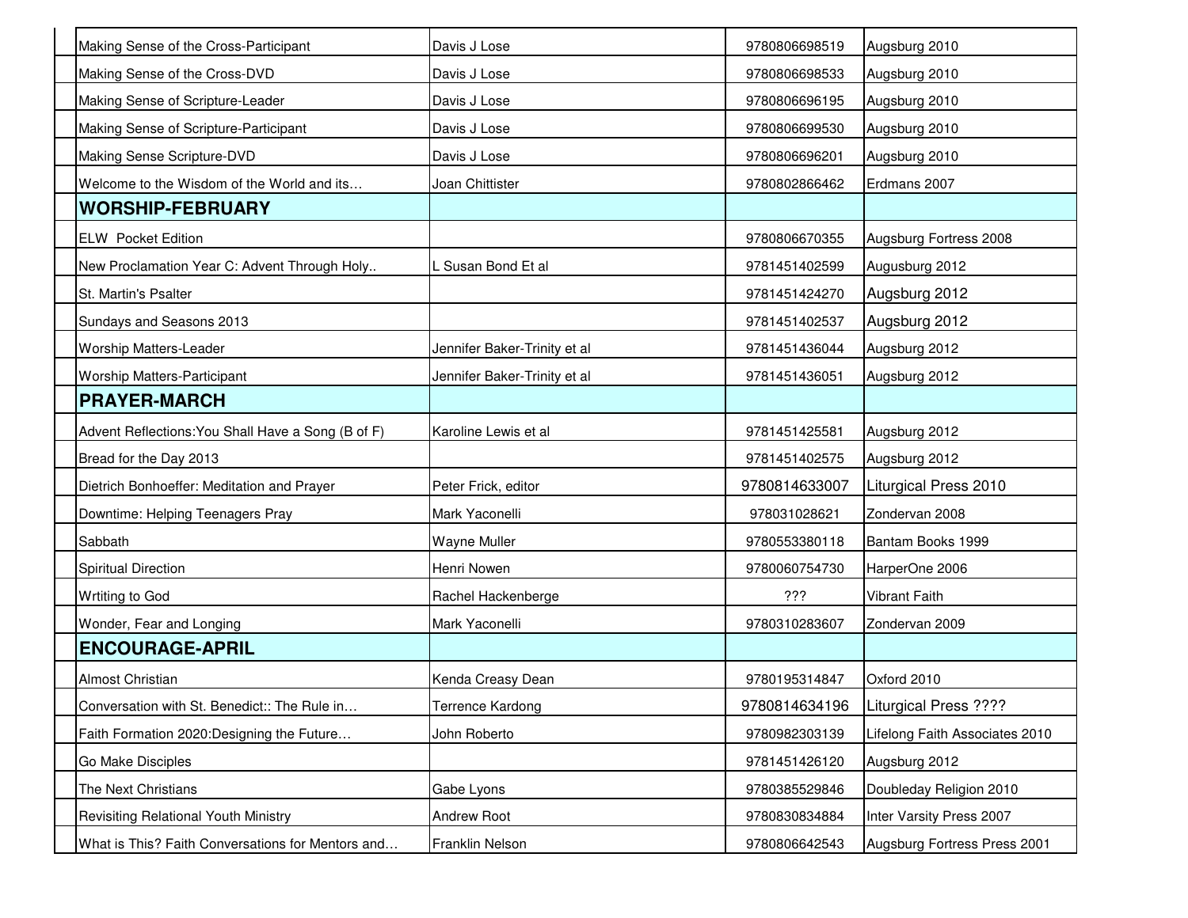| | | | |
|---|---|---|---|
| Making Sense of the Cross-Participant | Davis J Lose | 9780806698519 | Augsburg 2010 |
| Making Sense of the Cross-DVD | Davis J Lose | 9780806698533 | Augsburg 2010 |
| Making Sense of Scripture-Leader | Davis J Lose | 9780806696195 | Augsburg 2010 |
| Making Sense of Scripture-Participant | Davis J Lose | 9780806699530 | Augsburg 2010 |
| Making Sense Scripture-DVD | Davis J Lose | 9780806696201 | Augsburg 2010 |
| Welcome to the Wisdom of the World and its… | Joan Chittister | 9780802866462 | Erdmans 2007 |
| **WORSHIP-FEBRUARY** | | | |
| ELW Pocket Edition | | 9780806670355 | Augsburg Fortress 2008 |
| New Proclamation Year C: Advent Through Holy.. | L Susan Bond Et al | 9781451402599 | Augusburg 2012 |
| St. Martin's Psalter | | 9781451424270 | Augsburg 2012 |
| Sundays and Seasons 2013 | | 9781451402537 | Augsburg 2012 |
| Worship Matters-Leader | Jennifer Baker-Trinity et al | 9781451436044 | Augsburg 2012 |
| Worship Matters-Participant | Jennifer Baker-Trinity et al | 9781451436051 | Augsburg 2012 |
| **PRAYER-MARCH** | | | |
| Advent Reflections:You Shall Have a Song (B of F) | Karoline Lewis et al | 9781451425581 | Augsburg 2012 |
| Bread for the Day 2013 | | 9781451402575 | Augsburg 2012 |
| Dietrich Bonhoeffer: Meditation and Prayer | Peter Frick, editor | 9780814633007 | Liturgical Press 2010 |
| Downtime: Helping Teenagers Pray | Mark Yaconelli | 978031028621 | Zondervan 2008 |
| Sabbath | Wayne Muller | 9780553380118 | Bantam Books 1999 |
| Spiritual Direction | Henri Nowen | 9780060754730 | HarperOne 2006 |
| Wrtiting to God | Rachel Hackenberge | ??? | Vibrant Faith |
| Wonder, Fear and Longing | Mark Yaconelli | 9780310283607 | Zondervan 2009 |
| **ENCOURAGE-APRIL** | | | |
| Almost Christian | Kenda Creasy Dean | 9780195314847 | Oxford 2010 |
| Conversation with St. Benedict:: The Rule in… | Terrence Kardong | 9780814634196 | Liturgical Press ???? |
| Faith Formation 2020:Designing the Future… | John Roberto | 9780982303139 | Lifelong Faith Associates 2010 |
| Go Make Disciples | | 9781451426120 | Augsburg 2012 |
| The Next Christians | Gabe Lyons | 9780385529846 | Doubleday Religion 2010 |
| Revisiting Relational Youth Ministry | Andrew Root | 9780830834884 | Inter Varsity Press 2007 |
| What is This? Faith Conversations for Mentors and… | Franklin Nelson | 9780806642543 | Augsburg Fortress Press 2001 |